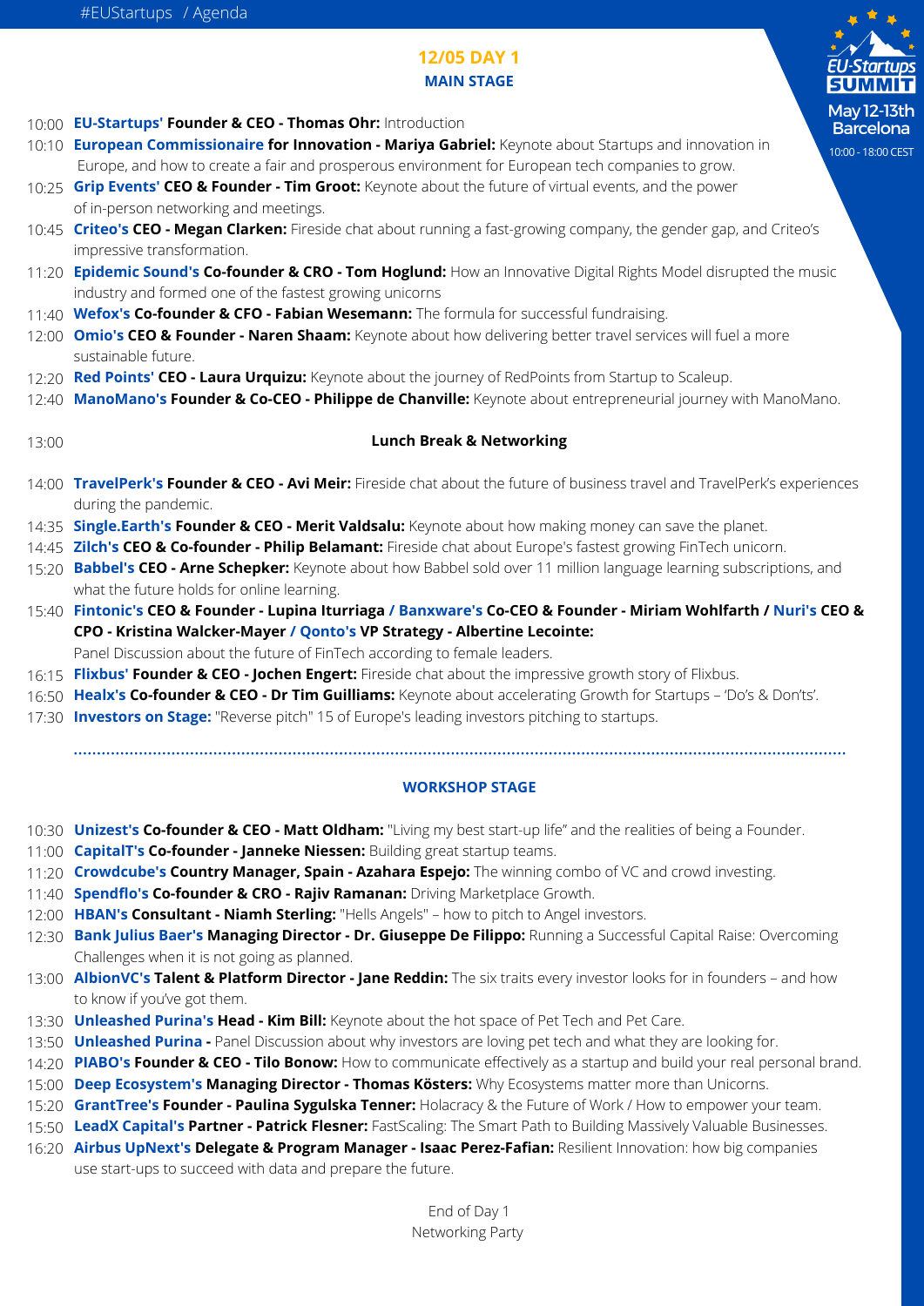## 12/05 DAY 1

### MAIN STAGE

EU-Startups SUMMIT
May 12-13th
Barcelona
10:00 - 18:00 CEST

- 10:00 **EU-Startups' Founder & CEO - Thomas Ohr:** Introduction
- 10:10 **European Commissionaire for Innovation - Mariya Gabriel:** Keynote about Startups and innovation in Europe, and how to create a fair and prosperous environment for European tech companies to grow.
- 10:25 **Grip Events' CEO & Founder - Tim Groot:** Keynote about the future of virtual events, and the power of in-person networking and meetings.
- 10:45 **Criteo's CEO - Megan Clarken:** Fireside chat about running a fast-growing company, the gender gap, and Criteo's impressive transformation.
- 11:20 **Epidemic Sound's Co-founder & CRO - Tom Hoglund:** How an Innovative Digital Rights Model disrupted the music industry and formed one of the fastest growing unicorns
- 11:40 **Wefox's Co-founder & CFO - Fabian Wesemann:** The formula for successful fundraising.
- 12:00 **Omio's CEO & Founder - Naren Shaam:** Keynote about how delivering better travel services will fuel a more sustainable future.
- 12:20 **Red Points' CEO - Laura Urquizu:** Keynote about the journey of RedPoints from Startup to Scaleup.
- 12:40 **ManoMano's Founder & Co-CEO - Philippe de Chanville:** Keynote about entrepreneurial journey with ManoMano.
- 13:00 **Lunch Break & Networking**
- 14:00 **TravelPerk's Founder & CEO - Avi Meir:** Fireside chat about the future of business travel and TravelPerk's experiences during the pandemic.
- 14:35 **Single.Earth's Founder & CEO - Merit Valdsalu:** Keynote about how making money can save the planet.
- 14:45 **Zilch's CEO & Co-founder - Philip Belamant:** Fireside chat about Europe's fastest growing FinTech unicorn.
- 15:20 **Babbel's CEO - Arne Schepker:** Keynote about how Babbel sold over 11 million language learning subscriptions, and what the future holds for online learning.
- 15:40 **Fintonic's CEO & Founder - Lupina Iturriaga / Banxware's Co-CEO & Founder - Miriam Wohlfarth / Nuri's CEO & CPO - Kristina Walcker-Mayer / Qonto's VP Strategy - Albertine Lecointe:** Panel Discussion about the future of FinTech according to female leaders.
- 16:15 **Flixbus' Founder & CEO - Jochen Engert:** Fireside chat about the impressive growth story of Flixbus.
- 16:50 **Healx's Co-founder & CEO - Dr Tim Guilliams:** Keynote about accelerating Growth for Startups – 'Do's & Don'ts'.
- 17:30 **Investors on Stage:** "Reverse pitch" 15 of Europe's leading investors pitching to startups.

### WORKSHOP STAGE

- 10:30 **Unizest's Co-founder & CEO - Matt Oldham:** "Living my best start-up life" and the realities of being a Founder.
- 11:00 **CapitalT's Co-founder - Janneke Niessen:** Building great startup teams.
- 11:20 **Crowdcube's Country Manager, Spain - Azahara Espejo:** The winning combo of VC and crowd investing.
- 11:40 **Spendflo's Co-founder & CRO - Rajiv Ramanan:** Driving Marketplace Growth.
- 12:00 **HBAN's Consultant - Niamh Sterling:** "Hells Angels" – how to pitch to Angel investors.
- 12:30 **Bank Julius Baer's Managing Director - Dr. Giuseppe De Filippo:** Running a Successful Capital Raise: Overcoming Challenges when it is not going as planned.
- 13:00 **AlbionVC's Talent & Platform Director - Jane Reddin:** The six traits every investor looks for in founders – and how to know if you've got them.
- 13:30 **Unleashed Purina's Head - Kim Bill:** Keynote about the hot space of Pet Tech and Pet Care.
- 13:50 **Unleashed Purina -** Panel Discussion about why investors are loving pet tech and what they are looking for.
- 14:20 **PIABO's Founder & CEO - Tilo Bonow:** How to communicate effectively as a startup and build your real personal brand.
- 15:00 **Deep Ecosystem's Managing Director - Thomas Kösters:** Why Ecosystems matter more than Unicorns.
- 15:20 **GrantTree's Founder - Paulina Sygulska Tenner:** Holacracy & the Future of Work / How to empower your team.
- 15:50 **LeadX Capital's Partner - Patrick Flesner:** FastScaling: The Smart Path to Building Massively Valuable Businesses.
- 16:20 **Airbus UpNext's Delegate & Program Manager - Isaac Perez-Fafian:** Resilient Innovation: how big companies use start-ups to succeed with data and prepare the future.

End of Day 1
Networking Party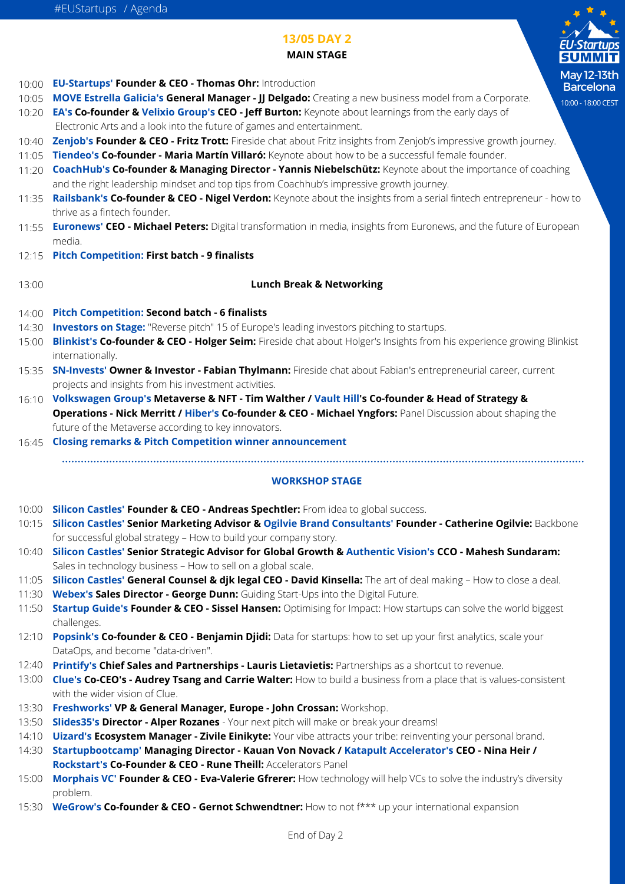#EUStartups / Agenda

## 13/05 DAY 2

### MAIN STAGE

EU-Startups SUMMIT
May 12-13th
Barcelona
10:00 - 18:00 CEST

- 10:00 **EU-Startups' Founder & CEO - Thomas Ohr:** Introduction
- 10:05 **MOVE Estrella Galicia's General Manager - JJ Delgado:** Creating a new business model from a Corporate.
- 10:20 **EA's Co-founder & Velixio Group's CEO - Jeff Burton:** Keynote about learnings from the early days of Electronic Arts and a look into the future of games and entertainment.
- 10:40 **Zenjob's Founder & CEO - Fritz Trott:** Fireside chat about Fritz insights from Zenjob's impressive growth journey.
- 11:05 **Tiendeo's Co-founder - Maria Martín Villaró:** Keynote about how to be a successful female founder.
- 11:20 **CoachHub's Co-founder & Managing Director - Yannis Niebelschütz:** Keynote about the importance of coaching and the right leadership mindset and top tips from Coachhub's impressive growth journey.
- 11:35 **Railsbank's Co-founder & CEO - Nigel Verdon:** Keynote about the insights from a serial fintech entrepreneur - how to thrive as a fintech founder.
- 11:55 **Euronews' CEO - Michael Peters:** Digital transformation in media, insights from Euronews, and the future of European media.
- 12:15 **Pitch Competition: First batch - 9 finalists**
- 13:00 **Lunch Break & Networking**
- 14:00 **Pitch Competition: Second batch - 6 finalists**
- 14:30 **Investors on Stage:** "Reverse pitch" 15 of Europe's leading investors pitching to startups.
- 15:00 **Blinkist's Co-founder & CEO - Holger Seim:** Fireside chat about Holger's Insights from his experience growing Blinkist internationally.
- 15:35 **SN-Invests' Owner & Investor - Fabian Thylmann:** Fireside chat about Fabian's entrepreneurial career, current projects and insights from his investment activities.
- 16:10 **Volkswagen Group's Metaverse & NFT - Tim Walther / Vault Hill's Co-founder & Head of Strategy & Operations - Nick Merritt / Hiber's Co-founder & CEO - Michael Yngfors:** Panel Discussion about shaping the future of the Metaverse according to key innovators.
- 16:45 **Closing remarks & Pitch Competition winner announcement**

### WORKSHOP STAGE

- 10:00 **Silicon Castles' Founder & CEO - Andreas Spechtler:** From idea to global success.
- 10:15 **Silicon Castles' Senior Marketing Advisor & Ogilvie Brand Consultants' Founder - Catherine Ogilvie:** Backbone for successful global strategy – How to build your company story.
- 10:40 **Silicon Castles' Senior Strategic Advisor for Global Growth & Authentic Vision's CCO - Mahesh Sundaram:** Sales in technology business – How to sell on a global scale.
- 11:05 **Silicon Castles' General Counsel & djk legal CEO - David Kinsella:** The art of deal making – How to close a deal.
- 11:30 **Webex's Sales Director - George Dunn:** Guiding Start-Ups into the Digital Future.
- 11:50 **Startup Guide's Founder & CEO - Sissel Hansen:** Optimising for Impact: How startups can solve the world biggest challenges.
- 12:10 **Popsink's Co-founder & CEO - Benjamin Djidi:** Data for startups: how to set up your first analytics, scale your DataOps, and become "data-driven".
- 12:40 **Printify's Chief Sales and Partnerships - Lauris Lietavietis:** Partnerships as a shortcut to revenue.
- 13:00 **Clue's Co-CEO's - Audrey Tsang and Carrie Walter:** How to build a business from a place that is values-consistent with the wider vision of Clue.
- 13:30 **Freshworks' VP & General Manager, Europe - John Crossan:** Workshop.
- 13:50 **Slides35's Director - Alper Rozanes** - Your next pitch will make or break your dreams!
- 14:10 **Uizard's Ecosystem Manager - Zivile Einikyte:** Your vibe attracts your tribe: reinventing your personal brand.
- 14:30 **Startupbootcamp' Managing Director - Kauan Von Novack / Katapult Accelerator's CEO - Nina Heir / Rockstart's Co-Founder & CEO - Rune Theill:** Accelerators Panel
- 15:00 **Morphais VC' Founder & CEO - Eva-Valerie Gfrerer:** How technology will help VCs to solve the industry's diversity problem.
- 15:30 **WeGrow's Co-founder & CEO - Gernot Schwendtner:** How to not f*** up your international expansion

End of Day 2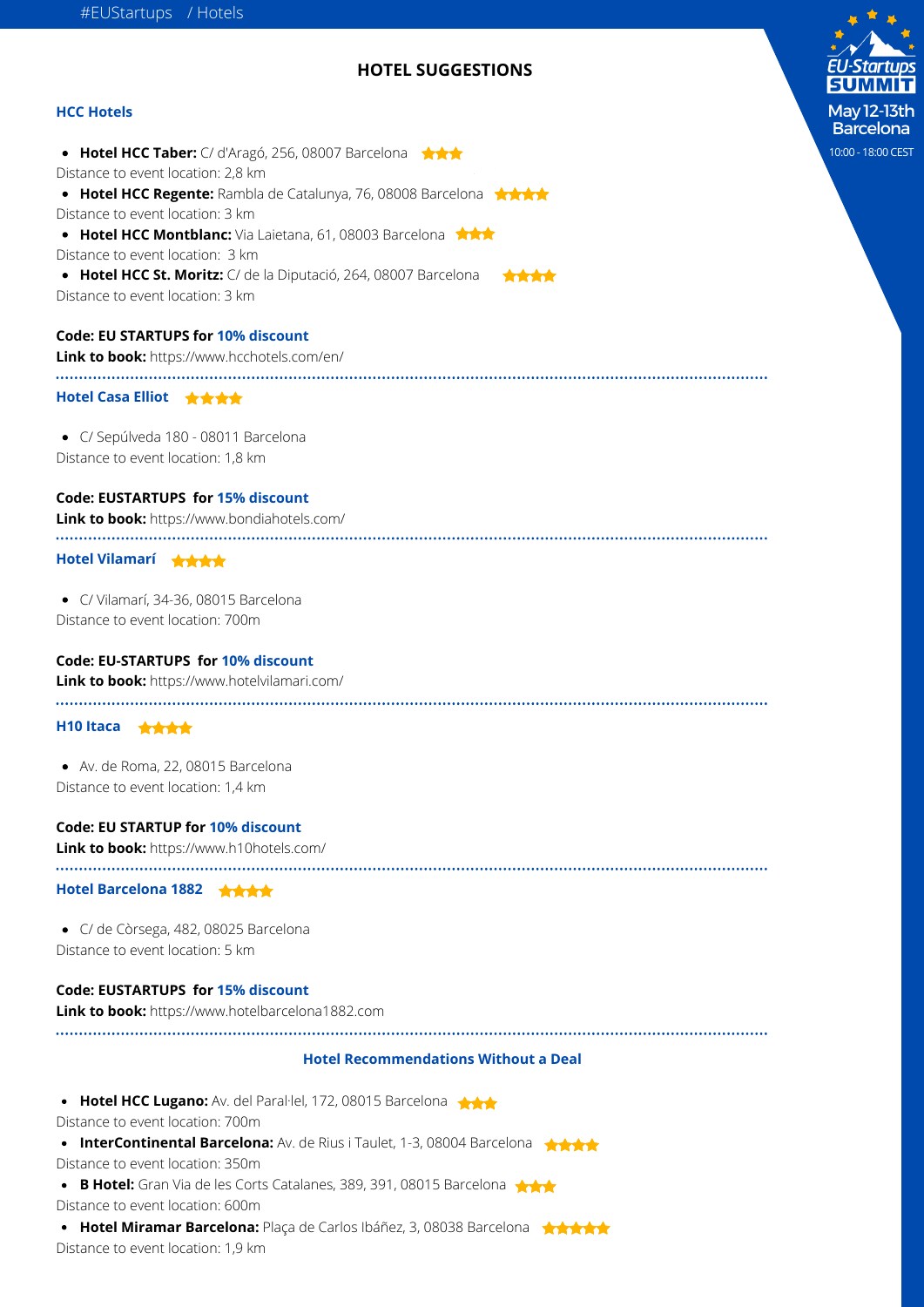## HOTEL SUGGESTIONS

### HCC Hotels

- **Hotel HCC Taber:** C/ d'Aragó, 256, 08007 Barcelona ★★★

Distance to event location: 2,8 km

- **Hotel HCC Regente:** Rambla de Catalunya, 76, 08008 Barcelona ★★★★

Distance to event location: 3 km

- **Hotel HCC Montblanc:** Via Laietana, 61, 08003 Barcelona ★★★

Distance to event location: 3 km

- **Hotel HCC St. Moritz:** C/ de la Diputació, 264, 08007 Barcelona ★★★★

Distance to event location: 3 km

**Code: EU STARTUPS for 10% discount**
**Link to book:** https://www.hcchotels.com/en/

### Hotel Casa Elliot ★★★★

- C/ Sepúlveda 180 - 08011 Barcelona

Distance to event location: 1,8 km

**Code: EUSTARTUPS for 15% discount**
**Link to book:** https://www.bondiahotels.com/

### Hotel Vilamarí ★★★★

- C/ Vilamarí, 34-36, 08015 Barcelona

Distance to event location: 700m

**Code: EU-STARTUPS for 10% discount**
**Link to book:** https://www.hotelvilamari.com/

### H10 Itaca ★★★★

- Av. de Roma, 22, 08015 Barcelona

Distance to event location: 1,4 km

**Code: EU STARTUP for 10% discount**
**Link to book:** https://www.h10hotels.com/

### Hotel Barcelona 1882 ★★★★

- C/ de Còrsega, 482, 08025 Barcelona

Distance to event location: 5 km

**Code: EUSTARTUPS for 15% discount**
**Link to book:** https://www.hotelbarcelona1882.com

### Hotel Recommendations Without a Deal

- **Hotel HCC Lugano:** Av. del Paral·lel, 172, 08015 Barcelona ★★★

Distance to event location: 700m

- **InterContinental Barcelona:** Av. de Rius i Taulet, 1-3, 08004 Barcelona ★★★★

Distance to event location: 350m

- **B Hotel:** Gran Via de les Corts Catalanes, 389, 391, 08015 Barcelona ★★★

Distance to event location: 600m

- **Hotel Miramar Barcelona:** Plaça de Carlos Ibáñez, 3, 08038 Barcelona ★★★★★

Distance to event location: 1,9 km